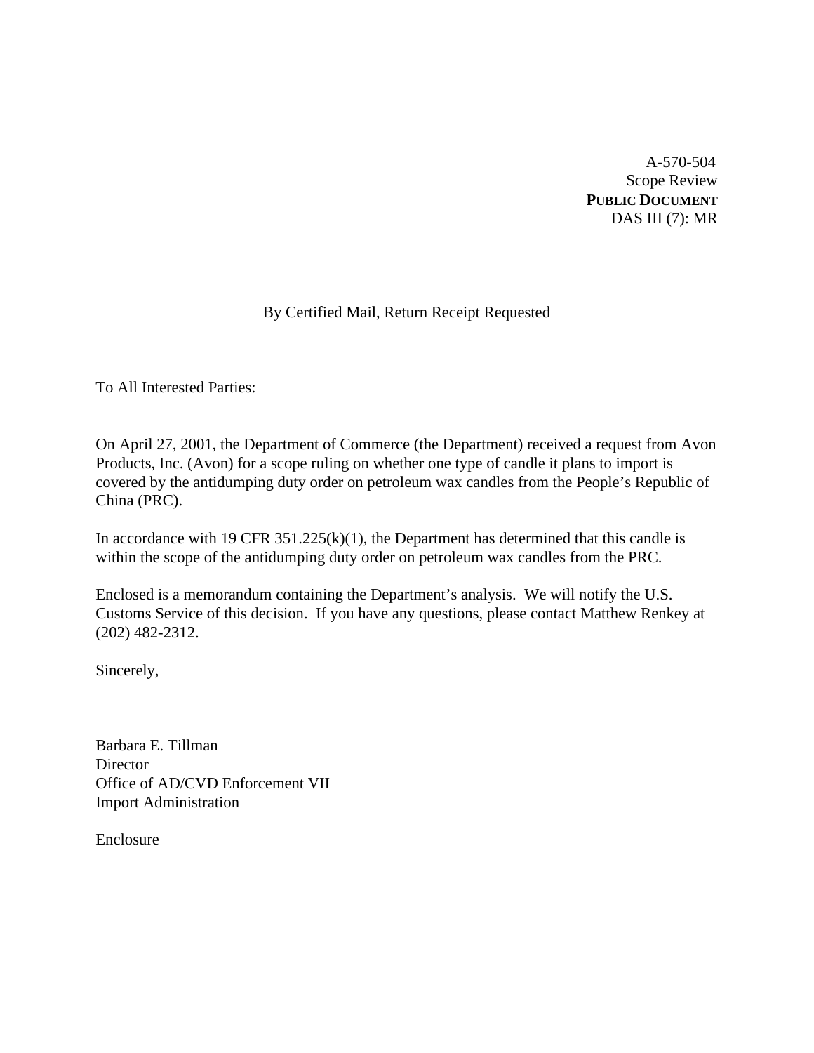A-570-504
Scope Review
**PUBLIC DOCUMENT**
DAS III (7): MR

By Certified Mail, Return Receipt Requested

To All Interested Parties:

On April 27, 2001, the Department of Commerce (the Department) received a request from Avon Products, Inc. (Avon) for a scope ruling on whether one type of candle it plans to import is covered by the antidumping duty order on petroleum wax candles from the People's Republic of China (PRC).

In accordance with 19 CFR 351.225(k)(1), the Department has determined that this candle is within the scope of the antidumping duty order on petroleum wax candles from the PRC.

Enclosed is a memorandum containing the Department's analysis. We will notify the U.S. Customs Service of this decision. If you have any questions, please contact Matthew Renkey at (202) 482-2312.

Sincerely,

Barbara E. Tillman
Director
Office of AD/CVD Enforcement VII
Import Administration

Enclosure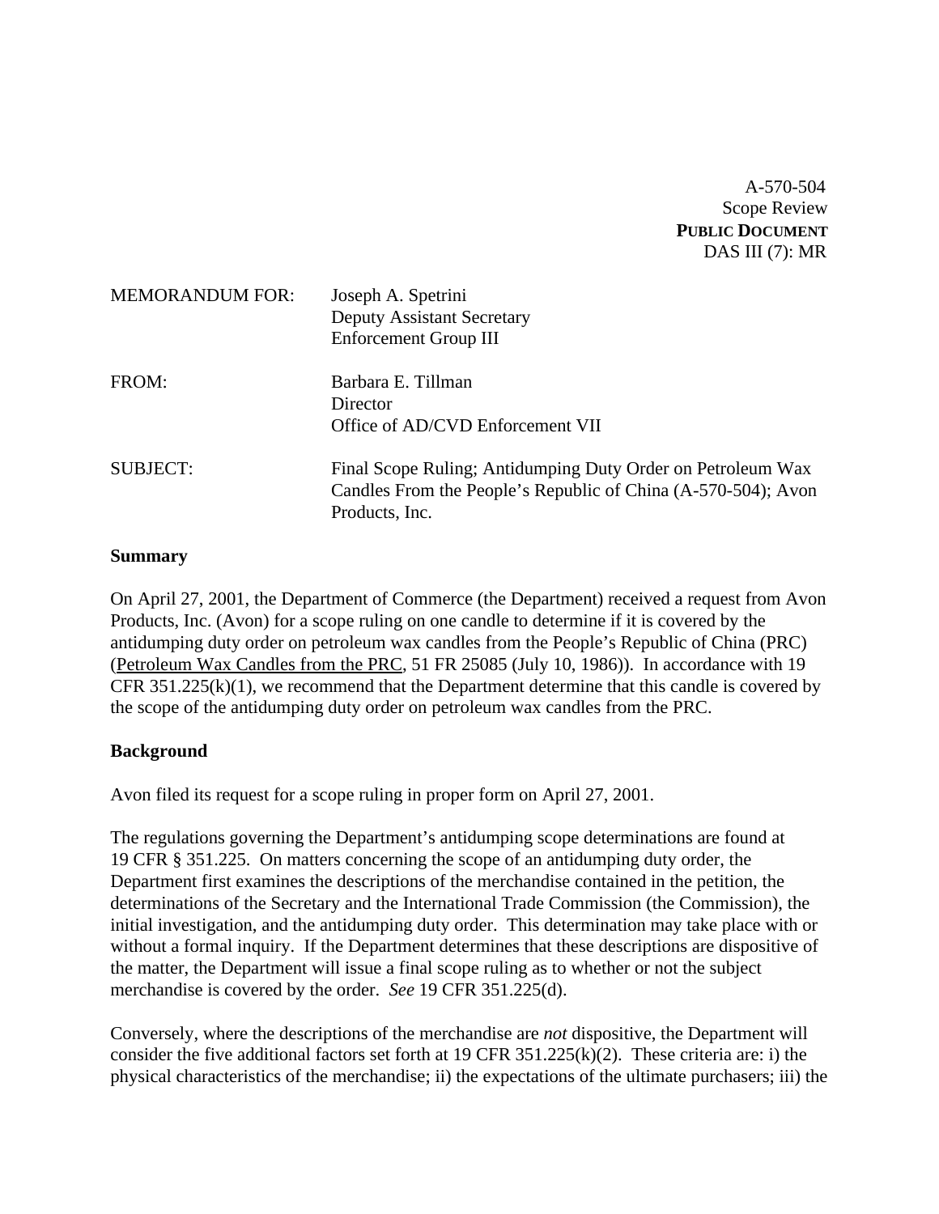A-570-504
Scope Review
**PUBLIC DOCUMENT**
DAS III (7): MR

| | |
|---|---|
| MEMORANDUM FOR: | Joseph A. Spetrini<br>Deputy Assistant Secretary<br>Enforcement Group III |
| FROM: | Barbara E. Tillman<br>Director<br>Office of AD/CVD Enforcement VII |
| SUBJECT: | Final Scope Ruling; Antidumping Duty Order on Petroleum Wax Candles From the People's Republic of China (A-570-504); Avon Products, Inc. |

**Summary**

On April 27, 2001, the Department of Commerce (the Department) received a request from Avon Products, Inc. (Avon) for a scope ruling on one candle to determine if it is covered by the antidumping duty order on petroleum wax candles from the People's Republic of China (PRC) (Petroleum Wax Candles from the PRC, 51 FR 25085 (July 10, 1986)). In accordance with 19 CFR 351.225(k)(1), we recommend that the Department determine that this candle is covered by the scope of the antidumping duty order on petroleum wax candles from the PRC.

**Background**

Avon filed its request for a scope ruling in proper form on April 27, 2001.

The regulations governing the Department's antidumping scope determinations are found at 19 CFR § 351.225. On matters concerning the scope of an antidumping duty order, the Department first examines the descriptions of the merchandise contained in the petition, the determinations of the Secretary and the International Trade Commission (the Commission), the initial investigation, and the antidumping duty order. This determination may take place with or without a formal inquiry. If the Department determines that these descriptions are dispositive of the matter, the Department will issue a final scope ruling as to whether or not the subject merchandise is covered by the order. *See* 19 CFR 351.225(d).

Conversely, where the descriptions of the merchandise are *not* dispositive, the Department will consider the five additional factors set forth at 19 CFR 351.225(k)(2). These criteria are: i) the physical characteristics of the merchandise; ii) the expectations of the ultimate purchasers; iii) the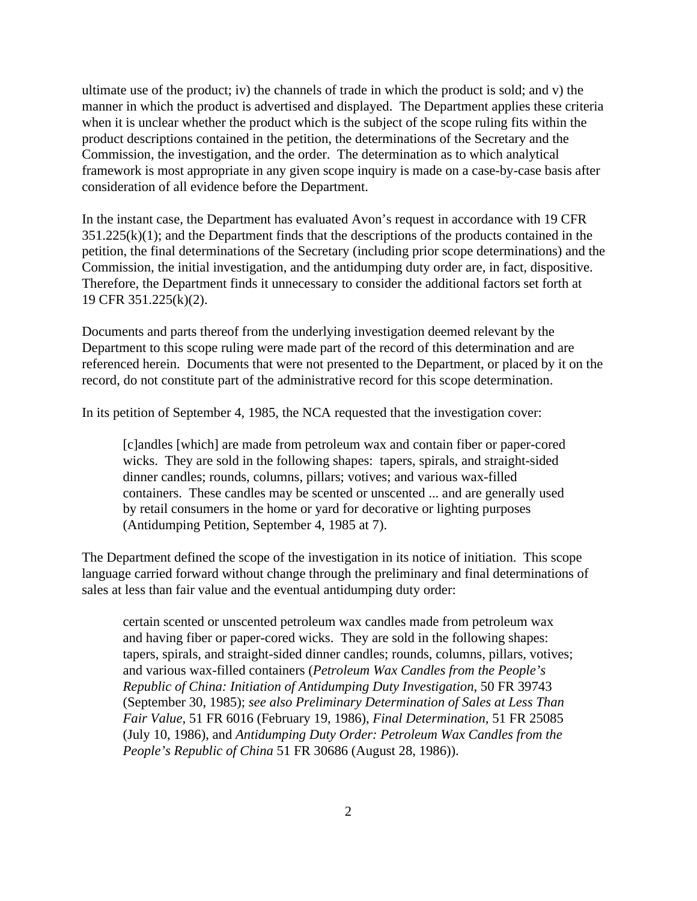ultimate use of the product; iv) the channels of trade in which the product is sold; and v) the manner in which the product is advertised and displayed. The Department applies these criteria when it is unclear whether the product which is the subject of the scope ruling fits within the product descriptions contained in the petition, the determinations of the Secretary and the Commission, the investigation, and the order. The determination as to which analytical framework is most appropriate in any given scope inquiry is made on a case-by-case basis after consideration of all evidence before the Department.

In the instant case, the Department has evaluated Avon's request in accordance with 19 CFR 351.225(k)(1); and the Department finds that the descriptions of the products contained in the petition, the final determinations of the Secretary (including prior scope determinations) and the Commission, the initial investigation, and the antidumping duty order are, in fact, dispositive. Therefore, the Department finds it unnecessary to consider the additional factors set forth at 19 CFR 351.225(k)(2).

Documents and parts thereof from the underlying investigation deemed relevant by the Department to this scope ruling were made part of the record of this determination and are referenced herein. Documents that were not presented to the Department, or placed by it on the record, do not constitute part of the administrative record for this scope determination.

In its petition of September 4, 1985, the NCA requested that the investigation cover:

> [c]andles [which] are made from petroleum wax and contain fiber or paper-cored wicks. They are sold in the following shapes: tapers, spirals, and straight-sided dinner candles; rounds, columns, pillars; votives; and various wax-filled containers. These candles may be scented or unscented ... and are generally used by retail consumers in the home or yard for decorative or lighting purposes (Antidumping Petition, September 4, 1985 at 7).

The Department defined the scope of the investigation in its notice of initiation. This scope language carried forward without change through the preliminary and final determinations of sales at less than fair value and the eventual antidumping duty order:

> certain scented or unscented petroleum wax candles made from petroleum wax and having fiber or paper-cored wicks. They are sold in the following shapes: tapers, spirals, and straight-sided dinner candles; rounds, columns, pillars, votives; and various wax-filled containers (*Petroleum Wax Candles from the People's Republic of China: Initiation of Antidumping Duty Investigation*, 50 FR 39743 (September 30, 1985); *see also Preliminary Determination of Sales at Less Than Fair Value*, 51 FR 6016 (February 19, 1986), *Final Determination*, 51 FR 25085 (July 10, 1986), and *Antidumping Duty Order: Petroleum Wax Candles from the People's Republic of China* 51 FR 30686 (August 28, 1986)).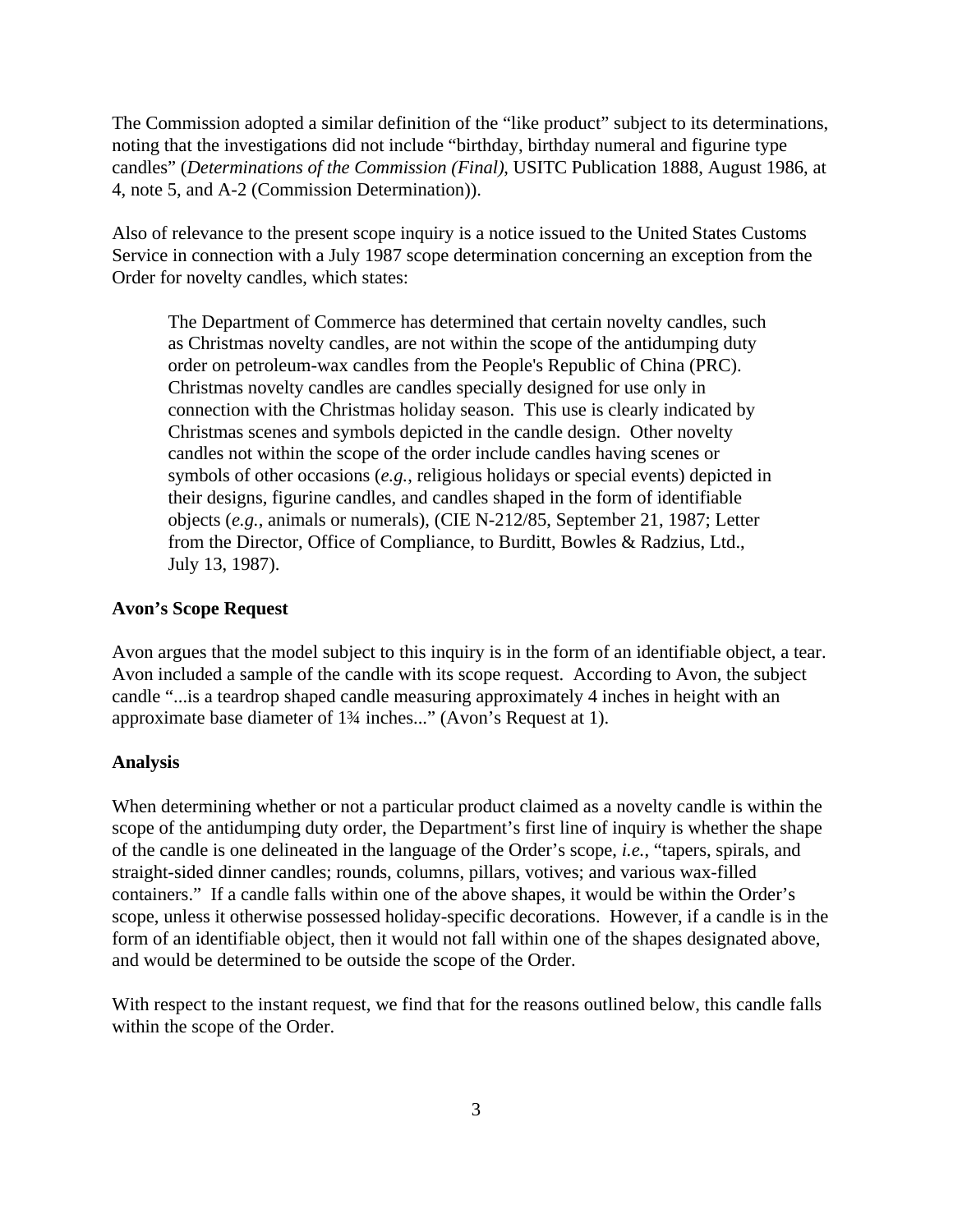The Commission adopted a similar definition of the "like product" subject to its determinations, noting that the investigations did not include "birthday, birthday numeral and figurine type candles" (*Determinations of the Commission (Final)*, USITC Publication 1888, August 1986, at 4, note 5, and A-2 (Commission Determination)).

Also of relevance to the present scope inquiry is a notice issued to the United States Customs Service in connection with a July 1987 scope determination concerning an exception from the Order for novelty candles, which states:

> The Department of Commerce has determined that certain novelty candles, such as Christmas novelty candles, are not within the scope of the antidumping duty order on petroleum-wax candles from the People's Republic of China (PRC). Christmas novelty candles are candles specially designed for use only in connection with the Christmas holiday season. This use is clearly indicated by Christmas scenes and symbols depicted in the candle design. Other novelty candles not within the scope of the order include candles having scenes or symbols of other occasions (*e.g.*, religious holidays or special events) depicted in their designs, figurine candles, and candles shaped in the form of identifiable objects (*e.g.*, animals or numerals), (CIE N-212/85, September 21, 1987; Letter from the Director, Office of Compliance, to Burditt, Bowles & Radzius, Ltd., July 13, 1987).

**Avon's Scope Request**

Avon argues that the model subject to this inquiry is in the form of an identifiable object, a tear. Avon included a sample of the candle with its scope request. According to Avon, the subject candle "...is a teardrop shaped candle measuring approximately 4 inches in height with an approximate base diameter of 1¾ inches..." (Avon's Request at 1).

**Analysis**

When determining whether or not a particular product claimed as a novelty candle is within the scope of the antidumping duty order, the Department's first line of inquiry is whether the shape of the candle is one delineated in the language of the Order's scope, *i.e.*, "tapers, spirals, and straight-sided dinner candles; rounds, columns, pillars, votives; and various wax-filled containers." If a candle falls within one of the above shapes, it would be within the Order's scope, unless it otherwise possessed holiday-specific decorations. However, if a candle is in the form of an identifiable object, then it would not fall within one of the shapes designated above, and would be determined to be outside the scope of the Order.

With respect to the instant request, we find that for the reasons outlined below, this candle falls within the scope of the Order.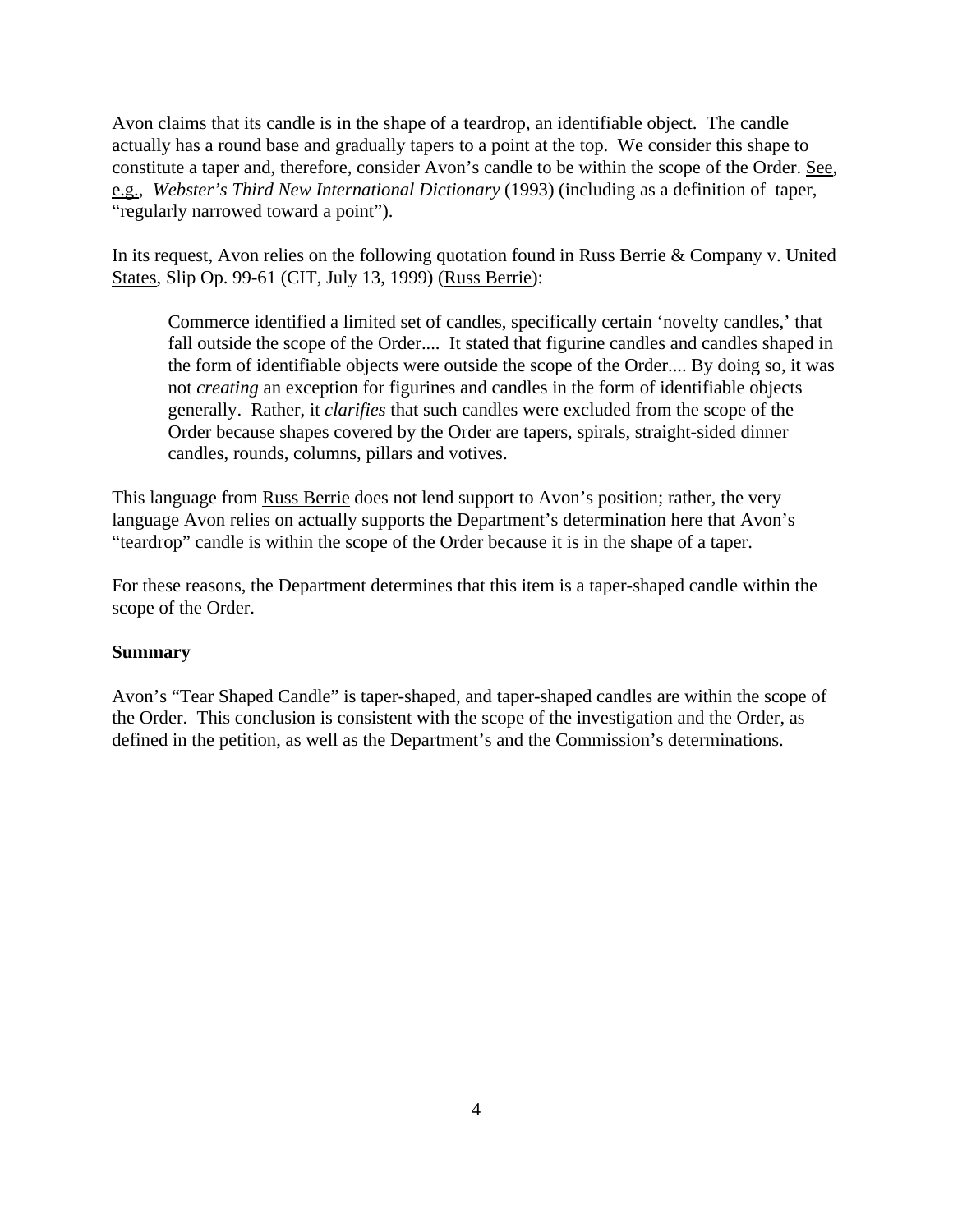Avon claims that its candle is in the shape of a teardrop, an identifiable object. The candle actually has a round base and gradually tapers to a point at the top. We consider this shape to constitute a taper and, therefore, consider Avon's candle to be within the scope of the Order. See, e.g., *Webster's Third New International Dictionary* (1993) (including as a definition of taper, "regularly narrowed toward a point").

In its request, Avon relies on the following quotation found in Russ Berrie & Company v. United States, Slip Op. 99-61 (CIT, July 13, 1999) (Russ Berrie):

> Commerce identified a limited set of candles, specifically certain 'novelty candles,' that fall outside the scope of the Order.... It stated that figurine candles and candles shaped in the form of identifiable objects were outside the scope of the Order.... By doing so, it was not *creating* an exception for figurines and candles in the form of identifiable objects generally. Rather, it *clarifies* that such candles were excluded from the scope of the Order because shapes covered by the Order are tapers, spirals, straight-sided dinner candles, rounds, columns, pillars and votives.

This language from Russ Berrie does not lend support to Avon's position; rather, the very language Avon relies on actually supports the Department's determination here that Avon's "teardrop" candle is within the scope of the Order because it is in the shape of a taper.

For these reasons, the Department determines that this item is a taper-shaped candle within the scope of the Order.

**Summary**

Avon's "Tear Shaped Candle" is taper-shaped, and taper-shaped candles are within the scope of the Order. This conclusion is consistent with the scope of the investigation and the Order, as defined in the petition, as well as the Department's and the Commission's determinations.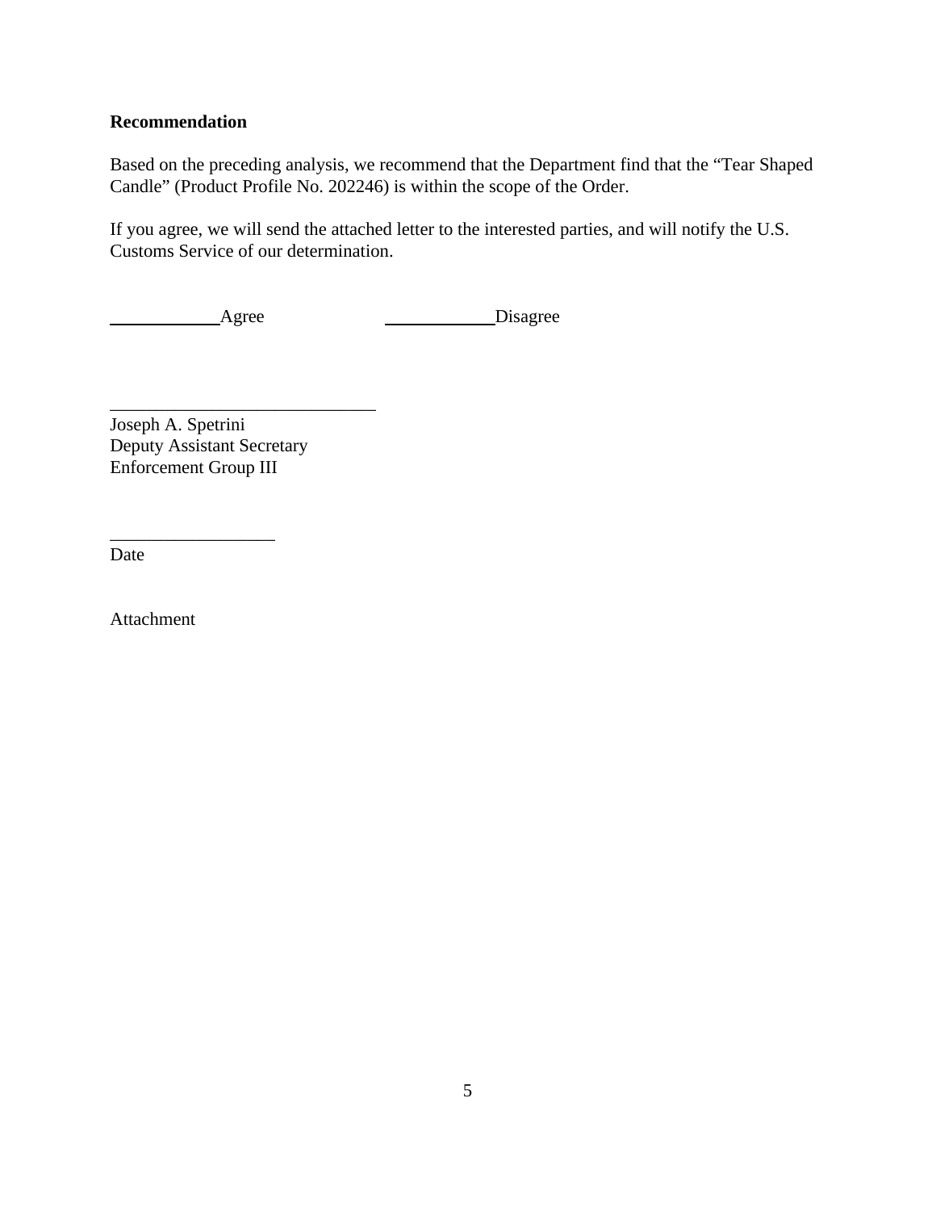**Recommendation**

Based on the preceding analysis, we recommend that the Department find that the "Tear Shaped Candle" (Product Profile No. 202246) is within the scope of the Order.

If you agree, we will send the attached letter to the interested parties, and will notify the U.S. Customs Service of our determination.

\_\_\_\_\_\_\_\_\_\_\_\_ Agree                    \_\_\_\_\_\_\_\_\_\_\_\_ Disagree

\_\_\_\_\_\_\_\_\_\_\_\_\_\_\_\_\_\_\_\_\_\_\_\_\_\_\_\_\_\_
Joseph A. Spetrini
Deputy Assistant Secretary
Enforcement Group III

\_\_\_\_\_\_\_\_\_\_\_\_\_\_\_\_\_\_
Date

Attachment